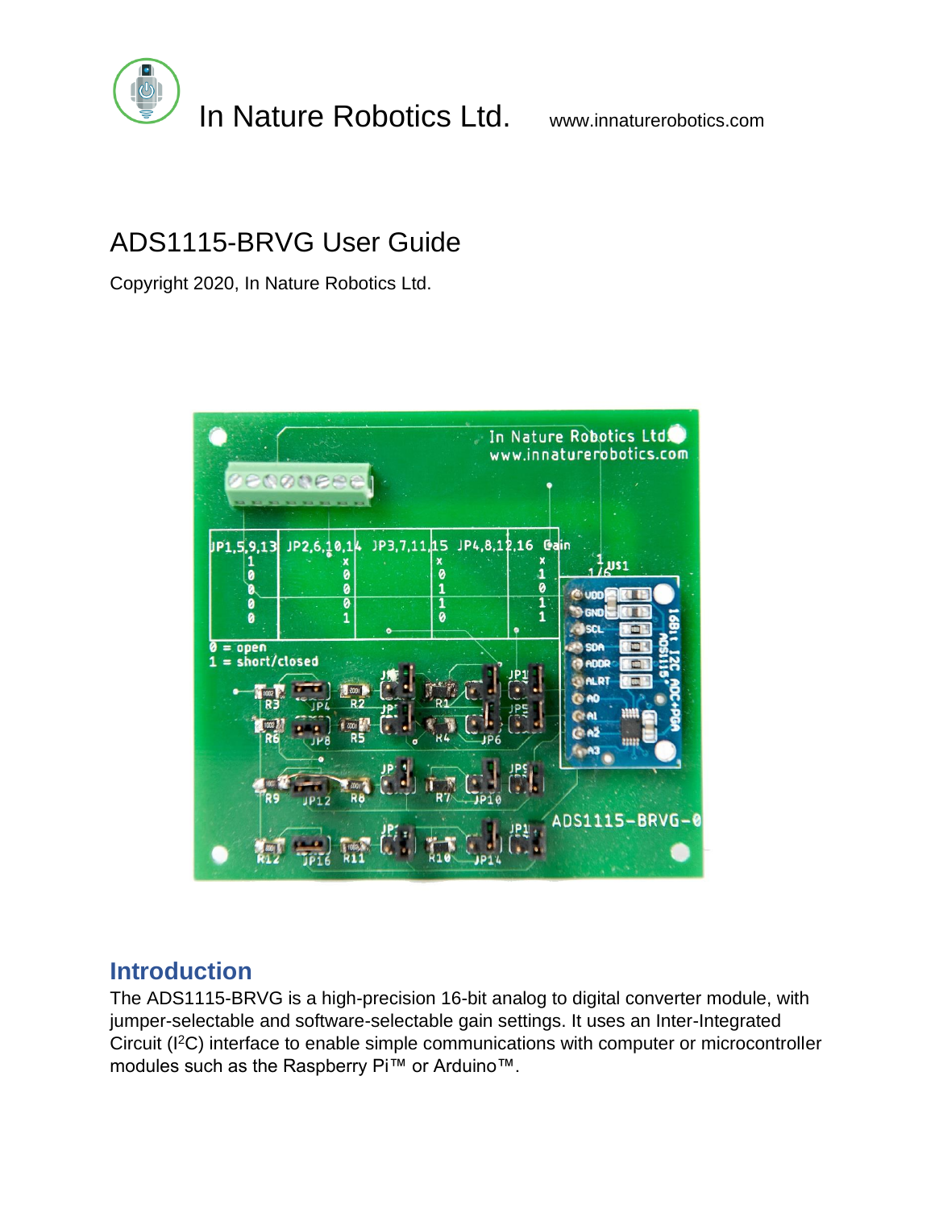In Nature Robotics Ltd. www.innaturerobotics.com

# ADS1115-BRVG User Guide

Copyright 2020, In Nature Robotics Ltd.

## Introduction

The ADS1115-BRVG is a high-precision 16-bit analog to digital converter module, with jumper-selectable and software-selectable gain settings. It uses an Inter-Integrated Circuit (I$^2$C) interface to enable simple communications with computer or microcontroller modules such as the Raspberry Pi™ or Arduino™.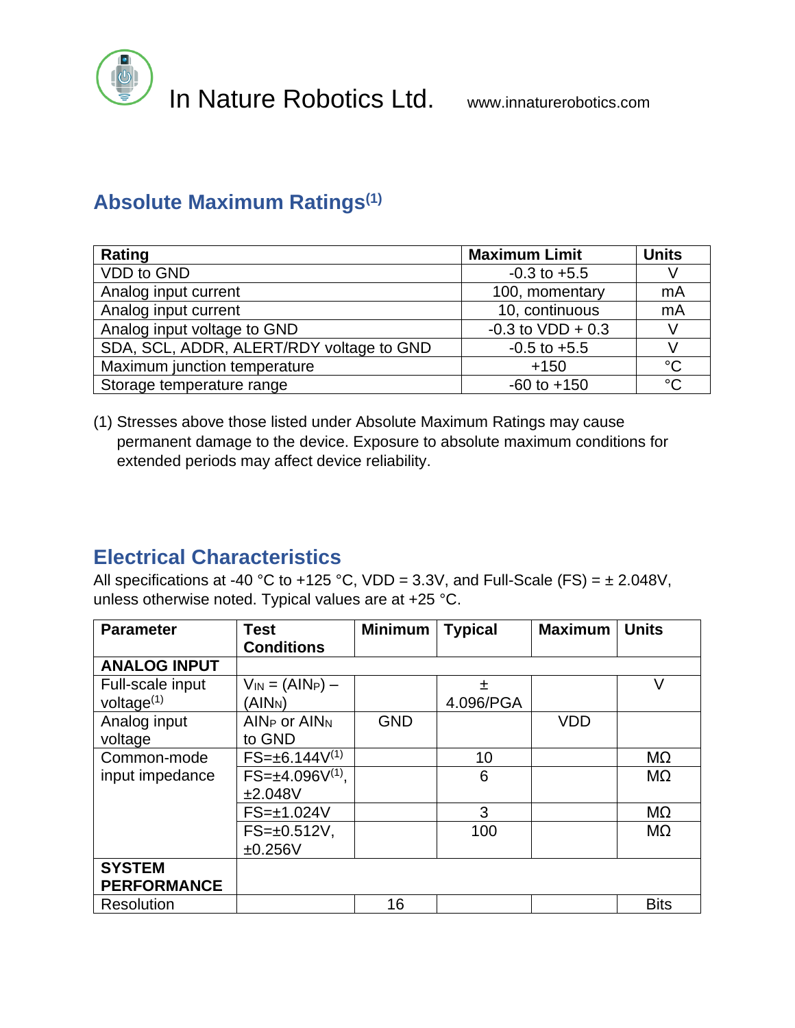## Absolute Maximum Ratings[1]

| Rating | Maximum Limit | Units |
|---|---|---|
| VDD to GND | -0.3 to +5.5 | V |
| Analog input current | 100, momentary | mA |
| Analog input current | 10, continuous | mA |
| Analog input voltage to GND | -0.3 to VDD + 0.3 | V |
| SDA, SCL, ADDR, ALERT/RDY voltage to GND | -0.5 to +5.5 | V |
| Maximum junction temperature | +150 | °C |
| Storage temperature range | -60 to +150 | °C |

(1) Stresses above those listed under Absolute Maximum Ratings may cause permanent damage to the device. Exposure to absolute maximum conditions for extended periods may affect device reliability.

## Electrical Characteristics

All specifications at -40 °C to +125 °C, VDD = 3.3V, and Full-Scale (FS) = ± 2.048V, unless otherwise noted. Typical values are at +25 °C.

| Parameter | Test Conditions | Minimum | Typical | Maximum | Units |
|---|---|---|---|---|---|
| **ANALOG INPUT** | | | | | |
| Full-scale input voltage[1] | $V_{IN} = (AIN_P) - (AIN_N)$ | | ± 4.096/PGA | | V |
| Analog input voltage | $AIN_P$ or $AIN_N$ to GND | GND | | VDD | |
| Common-mode input impedance | FS=±6.144V[1] | | 10 | | MΩ |
| | FS=±4.096V[1], ±2.048V | | 6 | | MΩ |
| | FS=±1.024V | | 3 | | MΩ |
| | FS=±0.512V, ±0.256V | | 100 | | MΩ |
| **SYSTEM PERFORMANCE** | | | | | |
| Resolution | | 16 | | | Bits |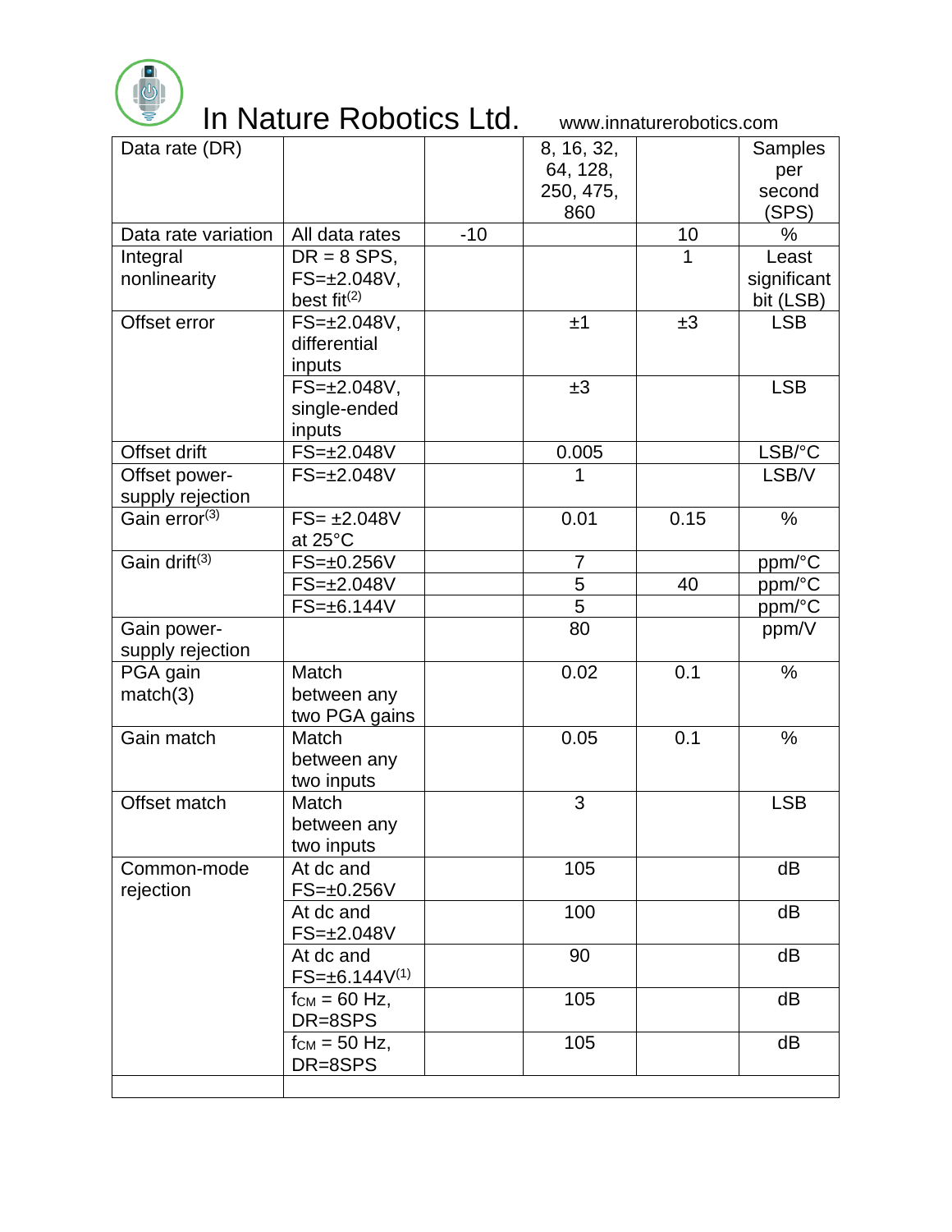| Data rate (DR) | | | 8, 16, 32, 64, 128, 250, 475, 860 | | Samples per second (SPS) |
|---|---|---|---|---|---|
| Data rate variation | All data rates | -10 | | 10 | % |
| Integral nonlinearity | DR = 8 SPS, FS=±2.048V, best fit(2) | | | 1 | Least significant bit (LSB) |
| Offset error | FS=±2.048V, differential inputs | | ±1 | ±3 | LSB |
| | FS=±2.048V, single-ended inputs | | ±3 | | LSB |
| Offset drift | FS=±2.048V | | 0.005 | | LSB/°C |
| Offset power-supply rejection | FS=±2.048V | | 1 | | LSB/V |
| Gain error(3) | FS= ±2.048V at 25°C | | 0.01 | 0.15 | % |
| Gain drift(3) | FS=±0.256V | | 7 | | ppm/°C |
| | FS=±2.048V | | 5 | 40 | ppm/°C |
| | FS=±6.144V | | 5 | | ppm/°C |
| Gain power-supply rejection | | | 80 | | ppm/V |
| PGA gain match(3) | Match between any two PGA gains | | 0.02 | 0.1 | % |
| Gain match | Match between any two inputs | | 0.05 | 0.1 | % |
| Offset match | Match between any two inputs | | 3 | | LSB |
| Common-mode rejection | At dc and FS=±0.256V | | 105 | | dB |
| | At dc and FS=±2.048V | | 100 | | dB |
| | At dc and FS=±6.144V(1) | | 90 | | dB |
| | $f_{CM}$ = 60 Hz, DR=8SPS | | 105 | | dB |
| | $f_{CM}$ = 50 Hz, DR=8SPS | | 105 | | dB |
| | | | | | |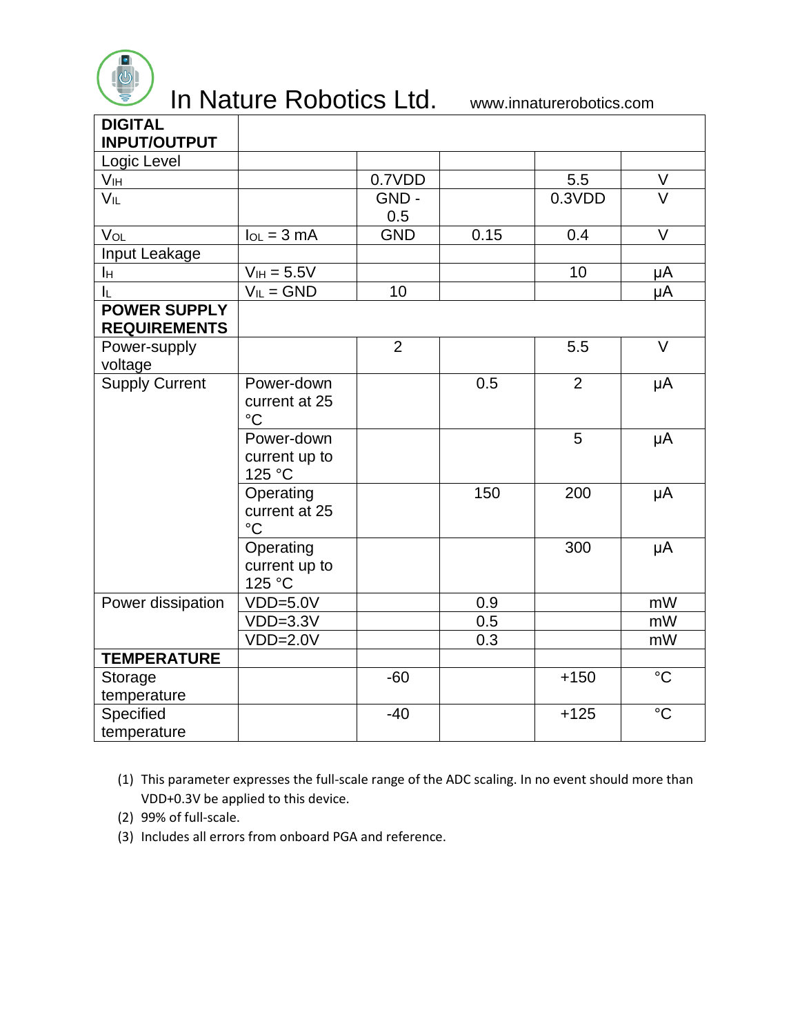| DIGITAL INPUT/OUTPUT | | | | | |
|---|---|---|---|---|---|
| Logic Level | | | | | |
| $V_{IH}$ | | 0.7VDD | | 5.5 | V |
| $V_{IL}$ | | GND - 0.5 | | 0.3VDD | V |
| $V_{OL}$ | $I_{OL}$ = 3 mA | GND | 0.15 | 0.4 | V |
| Input Leakage | | | | | |
| $I_H$ | $V_{IH}$ = 5.5V | | | 10 | μA |
| $I_L$ | $V_{IL}$ = GND | 10 | | | μA |
| **POWER SUPPLY REQUIREMENTS** | | | | | |
| Power-supply voltage | | 2 | | 5.5 | V |
| Supply Current | Power-down current at 25 °C | | 0.5 | 2 | μA |
| | Power-down current up to 125 °C | | | 5 | μA |
| | Operating current at 25 °C | | 150 | 200 | μA |
| | Operating current up to 125 °C | | | 300 | μA |
| Power dissipation | VDD=5.0V | | 0.9 | | mW |
| | VDD=3.3V | | 0.5 | | mW |
| | VDD=2.0V | | 0.3 | | mW |
| **TEMPERATURE** | | | | | |
| Storage temperature | | -60 | | +150 | °C |
| Specified temperature | | -40 | | +125 | °C |

(1) This parameter expresses the full-scale range of the ADC scaling. In no event should more than VDD+0.3V be applied to this device.

(2) 99% of full-scale.

(3) Includes all errors from onboard PGA and reference.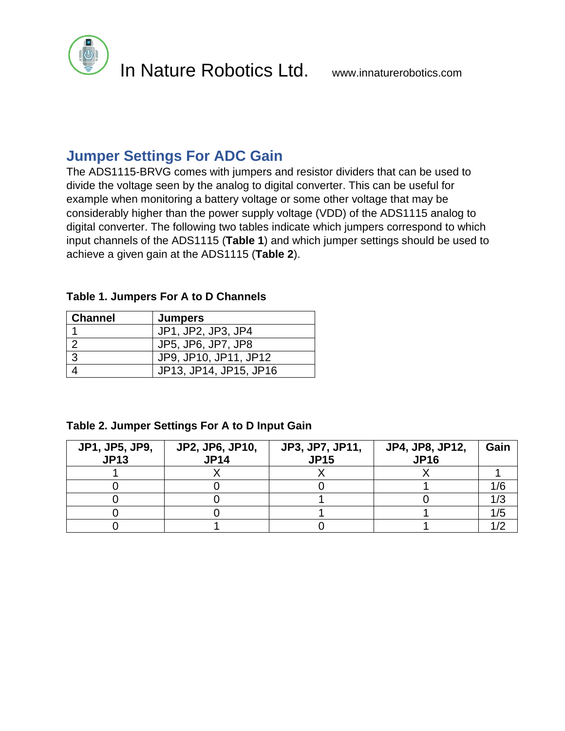## Jumper Settings For ADC Gain

The ADS1115-BRVG comes with jumpers and resistor dividers that can be used to divide the voltage seen by the analog to digital converter. This can be useful for example when monitoring a battery voltage or some other voltage that may be considerably higher than the power supply voltage (VDD) of the ADS1115 analog to digital converter. The following two tables indicate which jumpers correspond to which input channels of the ADS1115 (**Table 1**) and which jumper settings should be used to achieve a given gain at the ADS1115 (**Table 2**).

**Table 1. Jumpers For A to D Channels**

| Channel | Jumpers |
|---|---|
| 1 | JP1, JP2, JP3, JP4 |
| 2 | JP5, JP6, JP7, JP8 |
| 3 | JP9, JP10, JP11, JP12 |
| 4 | JP13, JP14, JP15, JP16 |

**Table 2. Jumper Settings For A to D Input Gain**

| JP1, JP5, JP9, JP13 | JP2, JP6, JP10, JP14 | JP3, JP7, JP11, JP15 | JP4, JP8, JP12, JP16 | Gain |
|---|---|---|---|---|
| 1 | X | X | X | 1 |
| 0 | 0 | 0 | 1 | 1/6 |
| 0 | 0 | 1 | 0 | 1/3 |
| 0 | 0 | 1 | 1 | 1/5 |
| 0 | 1 | 0 | 1 | 1/2 |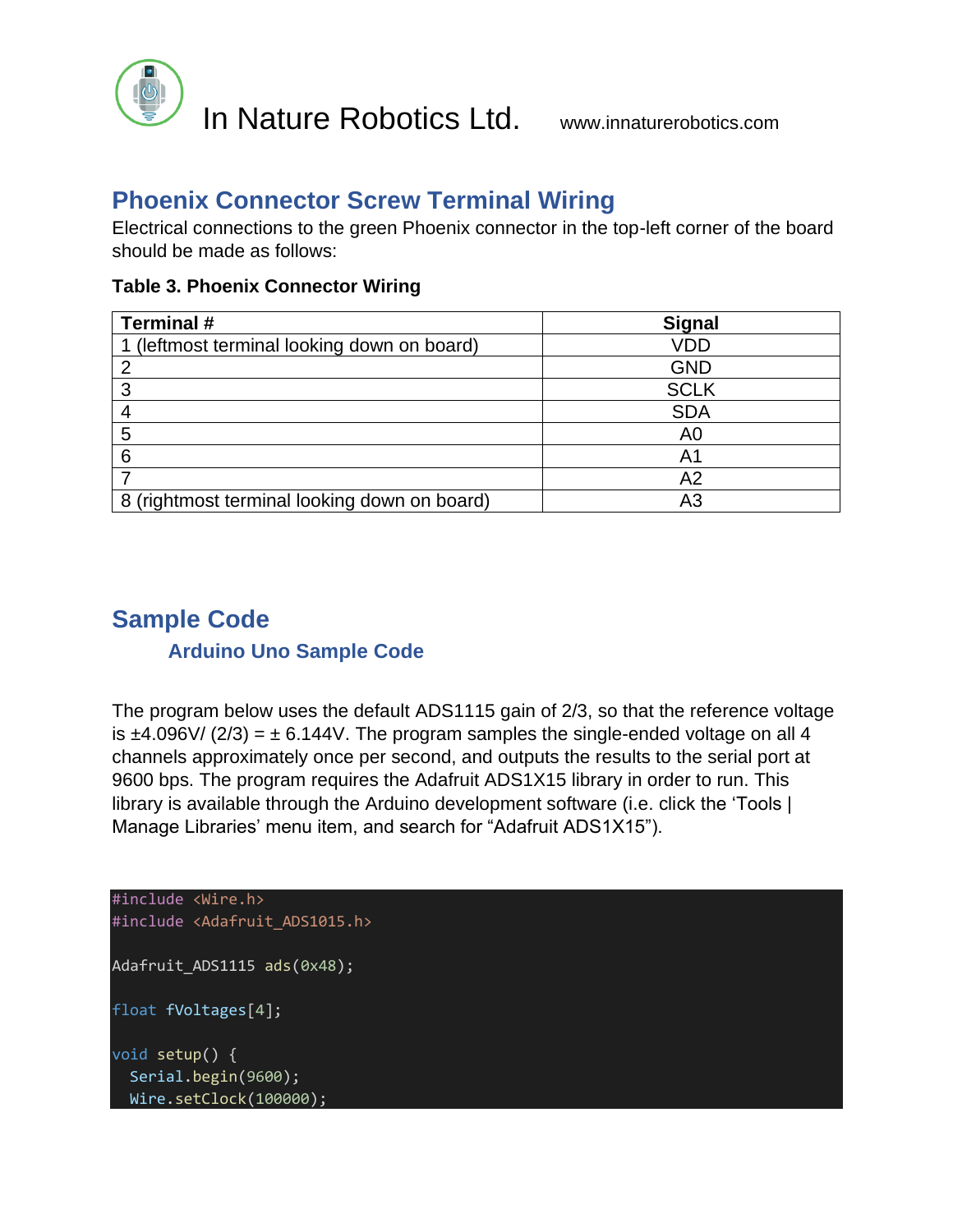## Phoenix Connector Screw Terminal Wiring

Electrical connections to the green Phoenix connector in the top-left corner of the board should be made as follows:

**Table 3. Phoenix Connector Wiring**

| Terminal # | Signal |
|---|---|
| 1 (leftmost terminal looking down on board) | VDD |
| 2 | GND |
| 3 | SCLK |
| 4 | SDA |
| 5 | A0 |
| 6 | A1 |
| 7 | A2 |
| 8 (rightmost terminal looking down on board) | A3 |

## Sample Code

### Arduino Uno Sample Code

The program below uses the default ADS1115 gain of 2/3, so that the reference voltage is ±4.096V/ (2/3) = ± 6.144V. The program samples the single-ended voltage on all 4 channels approximately once per second, and outputs the results to the serial port at 9600 bps. The program requires the Adafruit ADS1X15 library in order to run. This library is available through the Arduino development software (i.e. click the 'Tools | Manage Libraries' menu item, and search for "Adafruit ADS1X15").

```
#include <Wire.h>
#include <Adafruit_ADS1015.h>

Adafruit_ADS1115 ads(0x48);

float fVoltages[4];

void setup() {
  Serial.begin(9600);
  Wire.setClock(100000);
```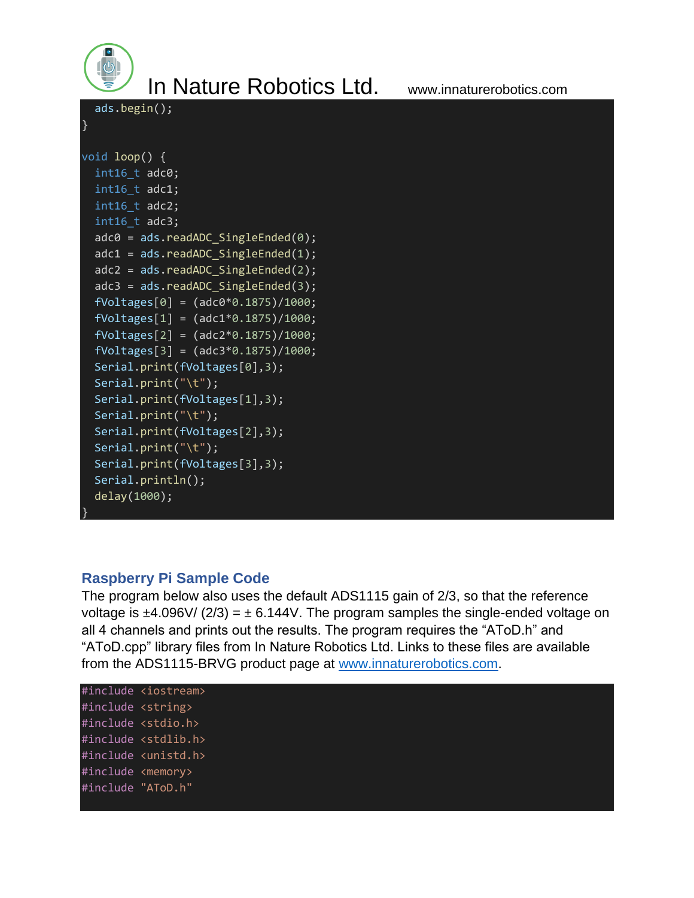```
  ads.begin();
}

void loop() {
  int16_t adc0;
  int16_t adc1;
  int16_t adc2;
  int16_t adc3;
  adc0 = ads.readADC_SingleEnded(0);
  adc1 = ads.readADC_SingleEnded(1);
  adc2 = ads.readADC_SingleEnded(2);
  adc3 = ads.readADC_SingleEnded(3);
  fVoltages[0] = (adc0*0.1875)/1000;
  fVoltages[1] = (adc1*0.1875)/1000;
  fVoltages[2] = (adc2*0.1875)/1000;
  fVoltages[3] = (adc3*0.1875)/1000;
  Serial.print(fVoltages[0],3);
  Serial.print("\t");
  Serial.print(fVoltages[1],3);
  Serial.print("\t");
  Serial.print(fVoltages[2],3);
  Serial.print("\t");
  Serial.print(fVoltages[3],3);
  Serial.println();
  delay(1000);
}
```

## Raspberry Pi Sample Code

The program below also uses the default ADS1115 gain of 2/3, so that the reference voltage is ±4.096V/ (2/3) = ± 6.144V. The program samples the single-ended voltage on all 4 channels and prints out the results. The program requires the "AToD.h" and "AToD.cpp" library files from In Nature Robotics Ltd. Links to these files are available from the ADS1115-BRVG product page at www.innaturerobotics.com.

```
#include <iostream>
#include <string>
#include <stdio.h>
#include <stdlib.h>
#include <unistd.h>
#include <memory>
#include "AToD.h"
```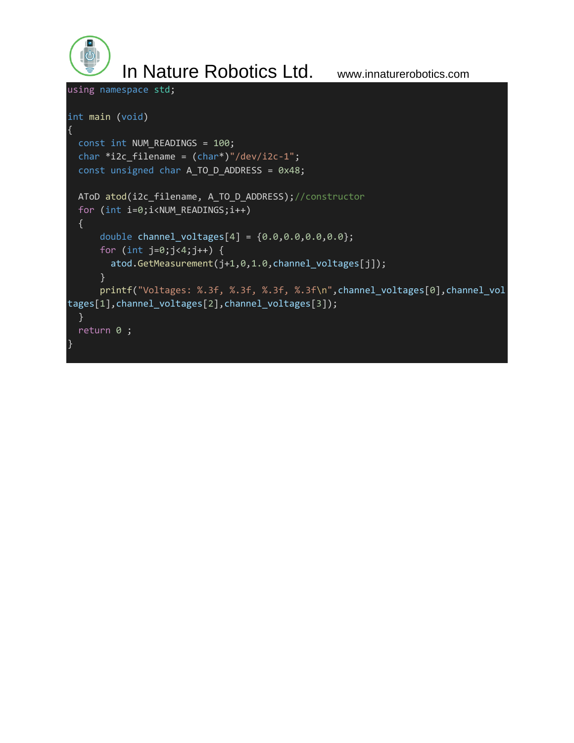```
using namespace std;

int main (void)
{
  const int NUM_READINGS = 100;
  char *i2c_filename = (char*)"/dev/i2c-1";
  const unsigned char A_TO_D_ADDRESS = 0x48;

  AToD atod(i2c_filename, A_TO_D_ADDRESS);//constructor
  for (int i=0;i<NUM_READINGS;i++)
  {
      double channel_voltages[4] = {0.0,0.0,0.0,0.0};
      for (int j=0;j<4;j++) {
        atod.GetMeasurement(j+1,0,1.0,channel_voltages[j]);
      }
      printf("Voltages: %.3f, %.3f, %.3f, %.3f\n",channel_voltages[0],channel_voltages[1],channel_voltages[2],channel_voltages[3]);
  }
  return 0 ;
}
```